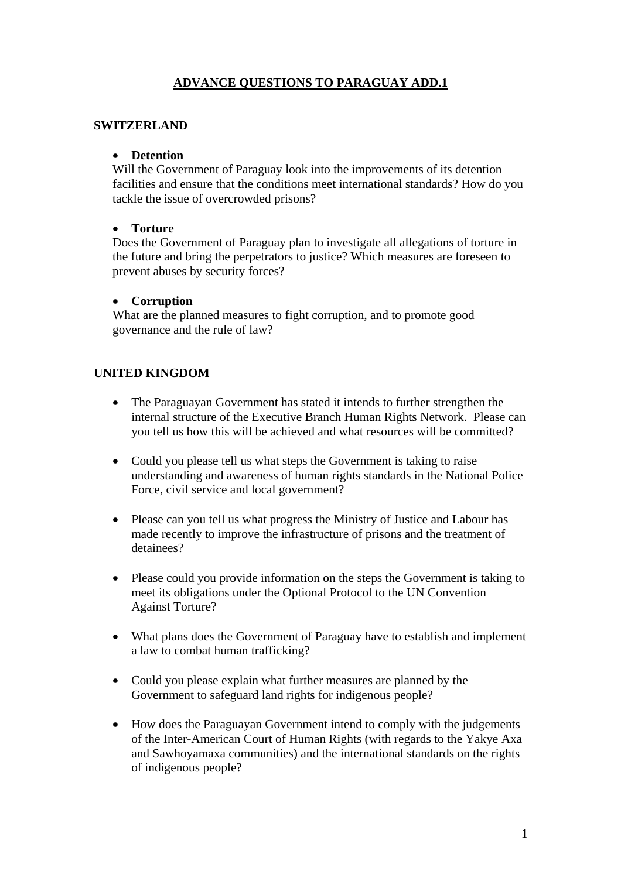# ADVANCE QUESTIONS TO PARAGUAY ADD.1

## SWITZERLAND

- **Detention**

Will the Government of Paraguay look into the improvements of its detention facilities and ensure that the conditions meet international standards? How do you tackle the issue of overcrowded prisons?

- **Torture**

Does the Government of Paraguay plan to investigate all allegations of torture in the future and bring the perpetrators to justice? Which measures are foreseen to prevent abuses by security forces?

- **Corruption**

What are the planned measures to fight corruption, and to promote good governance and the rule of law?

## UNITED KINGDOM

- The Paraguayan Government has stated it intends to further strengthen the internal structure of the Executive Branch Human Rights Network. Please can you tell us how this will be achieved and what resources will be committed?

- Could you please tell us what steps the Government is taking to raise understanding and awareness of human rights standards in the National Police Force, civil service and local government?

- Please can you tell us what progress the Ministry of Justice and Labour has made recently to improve the infrastructure of prisons and the treatment of detainees?

- Please could you provide information on the steps the Government is taking to meet its obligations under the Optional Protocol to the UN Convention Against Torture?

- What plans does the Government of Paraguay have to establish and implement a law to combat human trafficking?

- Could you please explain what further measures are planned by the Government to safeguard land rights for indigenous people?

- How does the Paraguayan Government intend to comply with the judgements of the Inter-American Court of Human Rights (with regards to the Yakye Axa and Sawhoyamaxa communities) and the international standards on the rights of indigenous people?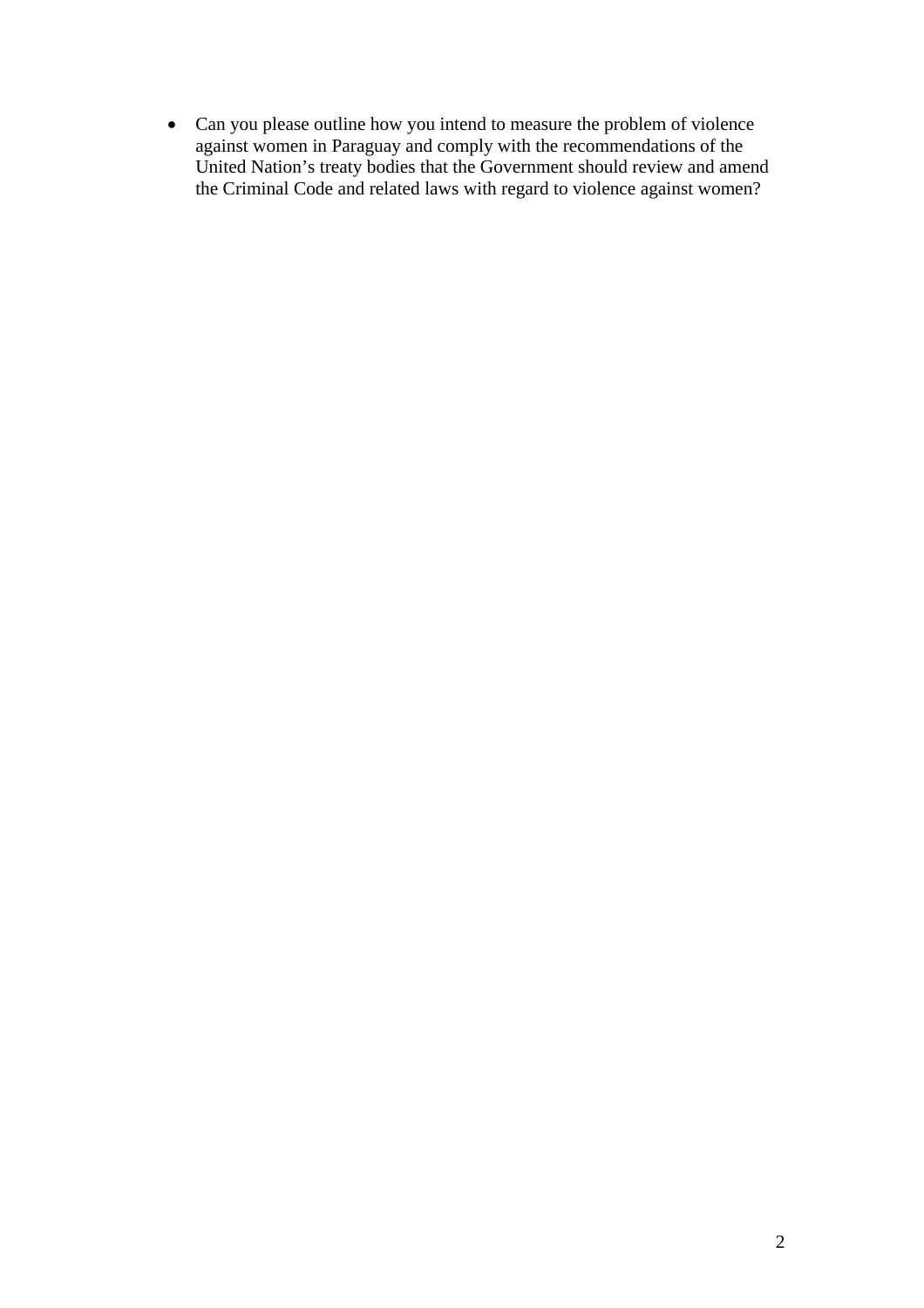- Can you please outline how you intend to measure the problem of violence against women in Paraguay and comply with the recommendations of the United Nation's treaty bodies that the Government should review and amend the Criminal Code and related laws with regard to violence against women?